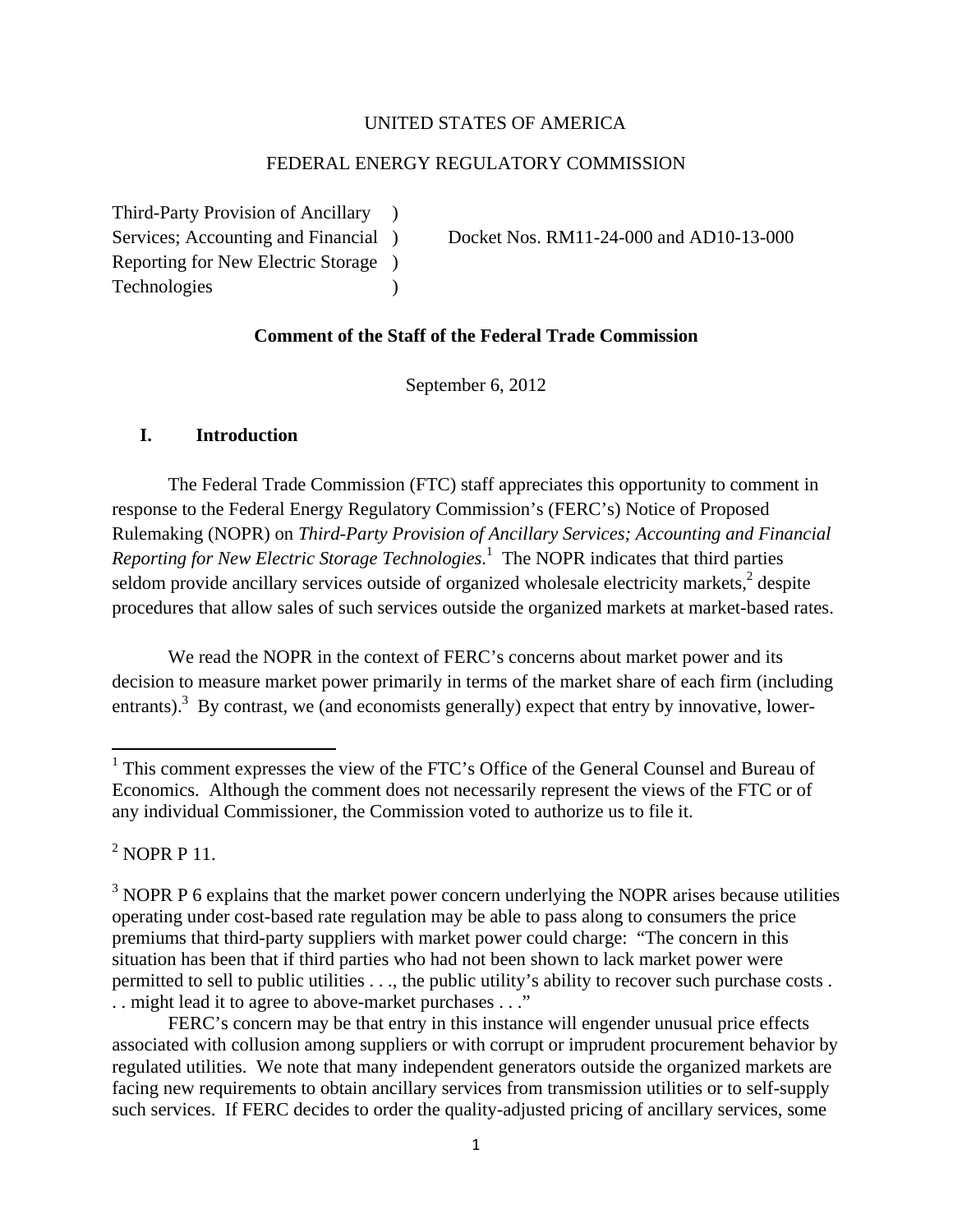UNITED STATES OF AMERICA

FEDERAL ENERGY REGULATORY COMMISSION

Third-Party Provision of Ancillary )
Services; Accounting and Financial ) Docket Nos. RM11-24-000 and AD10-13-000
Reporting for New Electric Storage )
Technologies )

**Comment of the Staff of the Federal Trade Commission**

September 6, 2012

## I. Introduction

The Federal Trade Commission (FTC) staff appreciates this opportunity to comment in response to the Federal Energy Regulatory Commission's (FERC's) Notice of Proposed Rulemaking (NOPR) on *Third-Party Provision of Ancillary Services; Accounting and Financial Reporting for New Electric Storage Technologies*.[1] The NOPR indicates that third parties seldom provide ancillary services outside of organized wholesale electricity markets,[2] despite procedures that allow sales of such services outside the organized markets at market-based rates.

We read the NOPR in the context of FERC's concerns about market power and its decision to measure market power primarily in terms of the market share of each firm (including entrants).[3] By contrast, we (and economists generally) expect that entry by innovative, lower-

---

[1] This comment expresses the view of the FTC's Office of the General Counsel and Bureau of Economics. Although the comment does not necessarily represent the views of the FTC or of any individual Commissioner, the Commission voted to authorize us to file it.

[2] NOPR P 11.

[3] NOPR P 6 explains that the market power concern underlying the NOPR arises because utilities operating under cost-based rate regulation may be able to pass along to consumers the price premiums that third-party suppliers with market power could charge: "The concern in this situation has been that if third parties who had not been shown to lack market power were permitted to sell to public utilities . . ., the public utility's ability to recover such purchase costs . . . might lead it to agree to above-market purchases . . ."

FERC's concern may be that entry in this instance will engender unusual price effects associated with collusion among suppliers or with corrupt or imprudent procurement behavior by regulated utilities. We note that many independent generators outside the organized markets are facing new requirements to obtain ancillary services from transmission utilities or to self-supply such services. If FERC decides to order the quality-adjusted pricing of ancillary services, some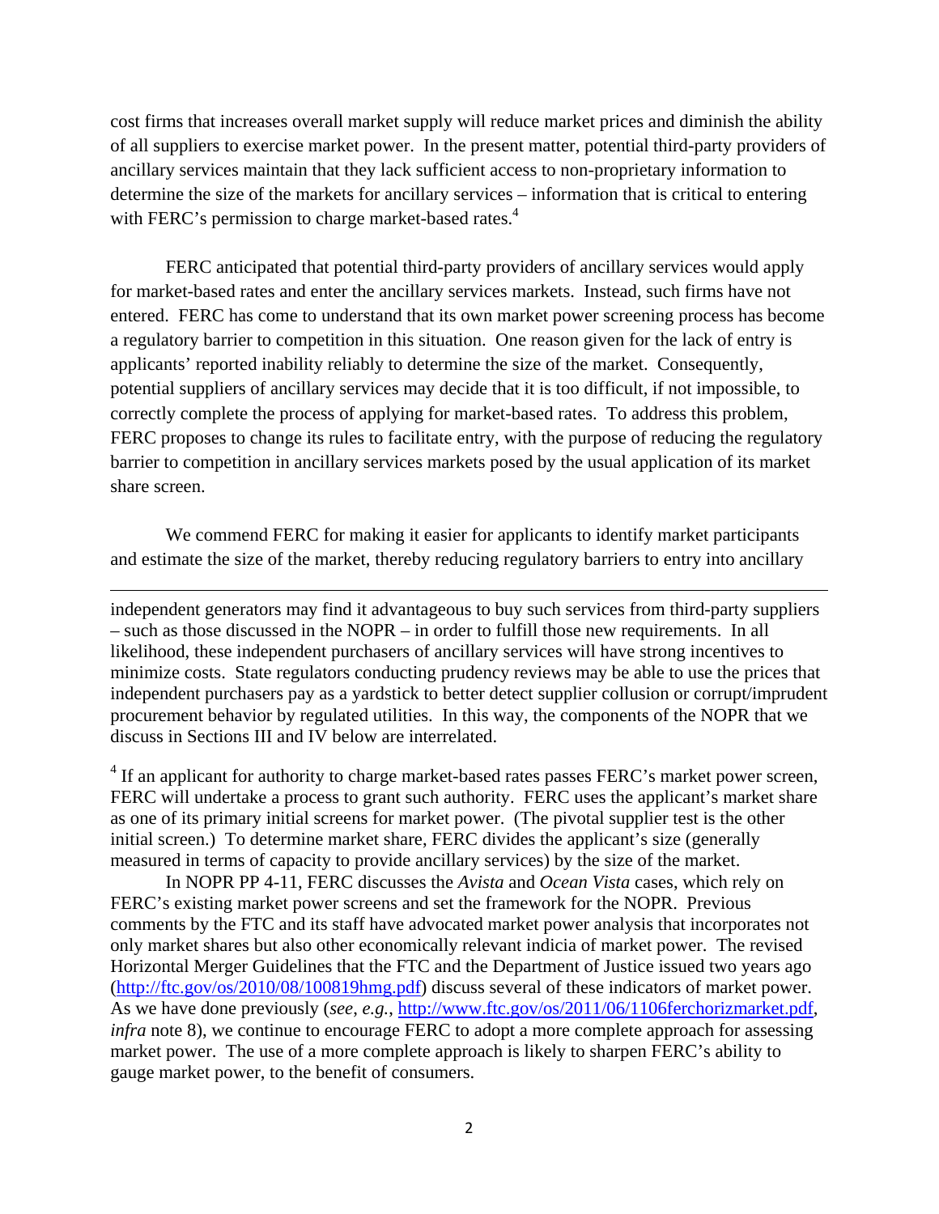cost firms that increases overall market supply will reduce market prices and diminish the ability of all suppliers to exercise market power. In the present matter, potential third-party providers of ancillary services maintain that they lack sufficient access to non-proprietary information to determine the size of the markets for ancillary services – information that is critical to entering with FERC's permission to charge market-based rates.[4]

FERC anticipated that potential third-party providers of ancillary services would apply for market-based rates and enter the ancillary services markets. Instead, such firms have not entered. FERC has come to understand that its own market power screening process has become a regulatory barrier to competition in this situation. One reason given for the lack of entry is applicants' reported inability reliably to determine the size of the market. Consequently, potential suppliers of ancillary services may decide that it is too difficult, if not impossible, to correctly complete the process of applying for market-based rates. To address this problem, FERC proposes to change its rules to facilitate entry, with the purpose of reducing the regulatory barrier to competition in ancillary services markets posed by the usual application of its market share screen.

We commend FERC for making it easier for applicants to identify market participants and estimate the size of the market, thereby reducing regulatory barriers to entry into ancillary

---

independent generators may find it advantageous to buy such services from third-party suppliers – such as those discussed in the NOPR – in order to fulfill those new requirements. In all likelihood, these independent purchasers of ancillary services will have strong incentives to minimize costs. State regulators conducting prudency reviews may be able to use the prices that independent purchasers pay as a yardstick to better detect supplier collusion or corrupt/imprudent procurement behavior by regulated utilities. In this way, the components of the NOPR that we discuss in Sections III and IV below are interrelated.

[4] If an applicant for authority to charge market-based rates passes FERC's market power screen, FERC will undertake a process to grant such authority. FERC uses the applicant's market share as one of its primary initial screens for market power. (The pivotal supplier test is the other initial screen.) To determine market share, FERC divides the applicant's size (generally measured in terms of capacity to provide ancillary services) by the size of the market.

In NOPR PP 4-11, FERC discusses the *Avista* and *Ocean Vista* cases, which rely on FERC's existing market power screens and set the framework for the NOPR. Previous comments by the FTC and its staff have advocated market power analysis that incorporates not only market shares but also other economically relevant indicia of market power. The revised Horizontal Merger Guidelines that the FTC and the Department of Justice issued two years ago (http://ftc.gov/os/2010/08/100819hmg.pdf) discuss several of these indicators of market power. As we have done previously (*see*, *e.g.*, http://www.ftc.gov/os/2011/06/1106ferchorizmarket.pdf, *infra* note 8), we continue to encourage FERC to adopt a more complete approach for assessing market power. The use of a more complete approach is likely to sharpen FERC's ability to gauge market power, to the benefit of consumers.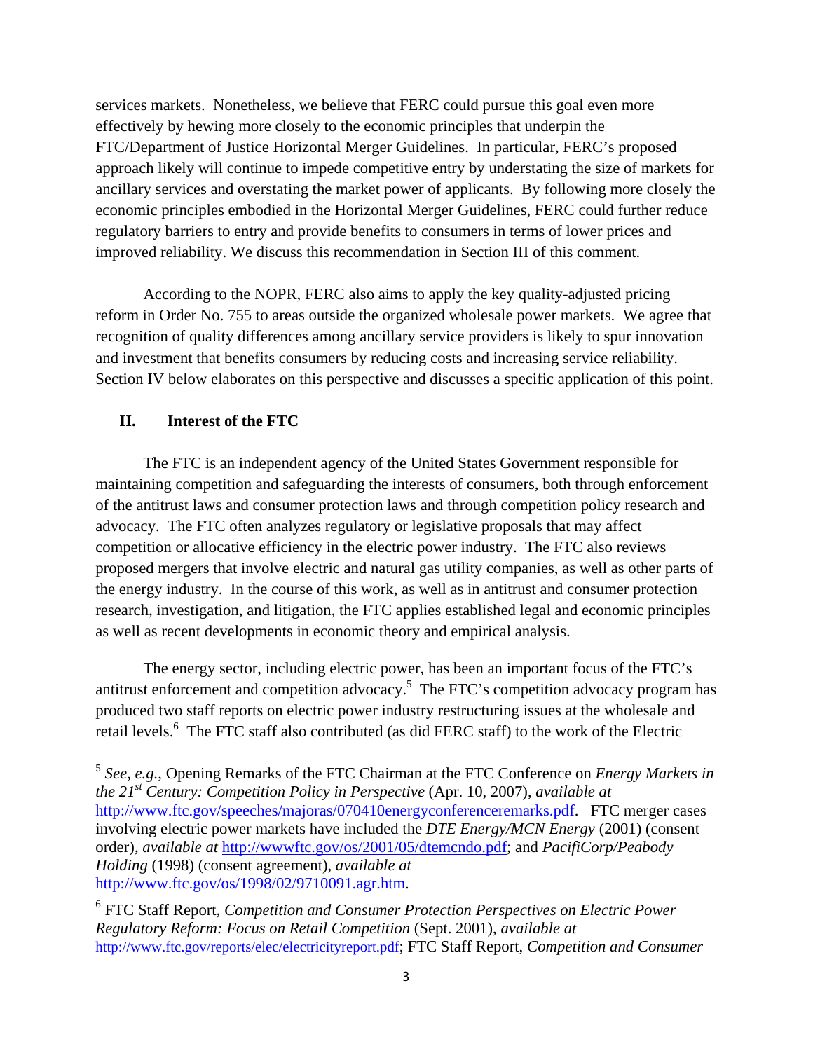services markets. Nonetheless, we believe that FERC could pursue this goal even more effectively by hewing more closely to the economic principles that underpin the FTC/Department of Justice Horizontal Merger Guidelines. In particular, FERC's proposed approach likely will continue to impede competitive entry by understating the size of markets for ancillary services and overstating the market power of applicants. By following more closely the economic principles embodied in the Horizontal Merger Guidelines, FERC could further reduce regulatory barriers to entry and provide benefits to consumers in terms of lower prices and improved reliability. We discuss this recommendation in Section III of this comment.

According to the NOPR, FERC also aims to apply the key quality-adjusted pricing reform in Order No. 755 to areas outside the organized wholesale power markets. We agree that recognition of quality differences among ancillary service providers is likely to spur innovation and investment that benefits consumers by reducing costs and increasing service reliability. Section IV below elaborates on this perspective and discusses a specific application of this point.

## II. Interest of the FTC

The FTC is an independent agency of the United States Government responsible for maintaining competition and safeguarding the interests of consumers, both through enforcement of the antitrust laws and consumer protection laws and through competition policy research and advocacy. The FTC often analyzes regulatory or legislative proposals that may affect competition or allocative efficiency in the electric power industry. The FTC also reviews proposed mergers that involve electric and natural gas utility companies, as well as other parts of the energy industry. In the course of this work, as well as in antitrust and consumer protection research, investigation, and litigation, the FTC applies established legal and economic principles as well as recent developments in economic theory and empirical analysis.

The energy sector, including electric power, has been an important focus of the FTC's antitrust enforcement and competition advocacy.[5] The FTC's competition advocacy program has produced two staff reports on electric power industry restructuring issues at the wholesale and retail levels.[6] The FTC staff also contributed (as did FERC staff) to the work of the Electric

---

[5] *See*, *e.g.*, Opening Remarks of the FTC Chairman at the FTC Conference on *Energy Markets in the 21st Century: Competition Policy in Perspective* (Apr. 10, 2007), *available at* http://www.ftc.gov/speeches/majoras/070410energyconferenceremarks.pdf. FTC merger cases involving electric power markets have included the *DTE Energy/MCN Energy* (2001) (consent order), *available at* http://wwwftc.gov/os/2001/05/dtemcndo.pdf; and *PacifiCorp/Peabody Holding* (1998) (consent agreement), *available at* http://www.ftc.gov/os/1998/02/9710091.agr.htm.

[6] FTC Staff Report, *Competition and Consumer Protection Perspectives on Electric Power Regulatory Reform: Focus on Retail Competition* (Sept. 2001), *available at* http://www.ftc.gov/reports/elec/electricityreport.pdf; FTC Staff Report, *Competition and Consumer*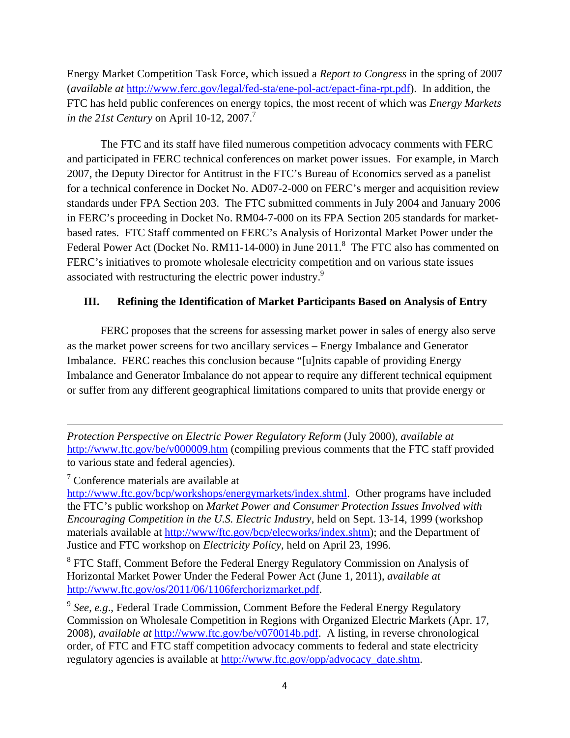Energy Market Competition Task Force, which issued a *Report to Congress* in the spring of 2007 (*available at* http://www.ferc.gov/legal/fed-sta/ene-pol-act/epact-fina-rpt.pdf). In addition, the FTC has held public conferences on energy topics, the most recent of which was *Energy Markets in the 21st Century* on April 10-12, 2007.[7]

The FTC and its staff have filed numerous competition advocacy comments with FERC and participated in FERC technical conferences on market power issues. For example, in March 2007, the Deputy Director for Antitrust in the FTC's Bureau of Economics served as a panelist for a technical conference in Docket No. AD07-2-000 on FERC's merger and acquisition review standards under FPA Section 203. The FTC submitted comments in July 2004 and January 2006 in FERC's proceeding in Docket No. RM04-7-000 on its FPA Section 205 standards for market-based rates. FTC Staff commented on FERC's Analysis of Horizontal Market Power under the Federal Power Act (Docket No. RM11-14-000) in June 2011.[8] The FTC also has commented on FERC's initiatives to promote wholesale electricity competition and on various state issues associated with restructuring the electric power industry.[9]

## III. Refining the Identification of Market Participants Based on Analysis of Entry

FERC proposes that the screens for assessing market power in sales of energy also serve as the market power screens for two ancillary services – Energy Imbalance and Generator Imbalance. FERC reaches this conclusion because "[u]nits capable of providing Energy Imbalance and Generator Imbalance do not appear to require any different technical equipment or suffer from any different geographical limitations compared to units that provide energy or

---

*Protection Perspective on Electric Power Regulatory Reform* (July 2000), *available at* http://www.ftc.gov/be/v000009.htm (compiling previous comments that the FTC staff provided to various state and federal agencies).

[7] Conference materials are available at http://www.ftc.gov/bcp/workshops/energymarkets/index.shtml. Other programs have included the FTC's public workshop on *Market Power and Consumer Protection Issues Involved with Encouraging Competition in the U.S. Electric Industry*, held on Sept. 13-14, 1999 (workshop materials available at http://www/ftc.gov/bcp/elecworks/index.shtm); and the Department of Justice and FTC workshop on *Electricity Policy*, held on April 23, 1996.

[8] FTC Staff, Comment Before the Federal Energy Regulatory Commission on Analysis of Horizontal Market Power Under the Federal Power Act (June 1, 2011), *available at* http://www.ftc.gov/os/2011/06/1106ferchorizmarket.pdf.

[9] *See, e.g.*, Federal Trade Commission, Comment Before the Federal Energy Regulatory Commission on Wholesale Competition in Regions with Organized Electric Markets (Apr. 17, 2008), *available at* http://www.ftc.gov/be/v070014b.pdf. A listing, in reverse chronological order, of FTC and FTC staff competition advocacy comments to federal and state electricity regulatory agencies is available at http://www.ftc.gov/opp/advocacy_date.shtm.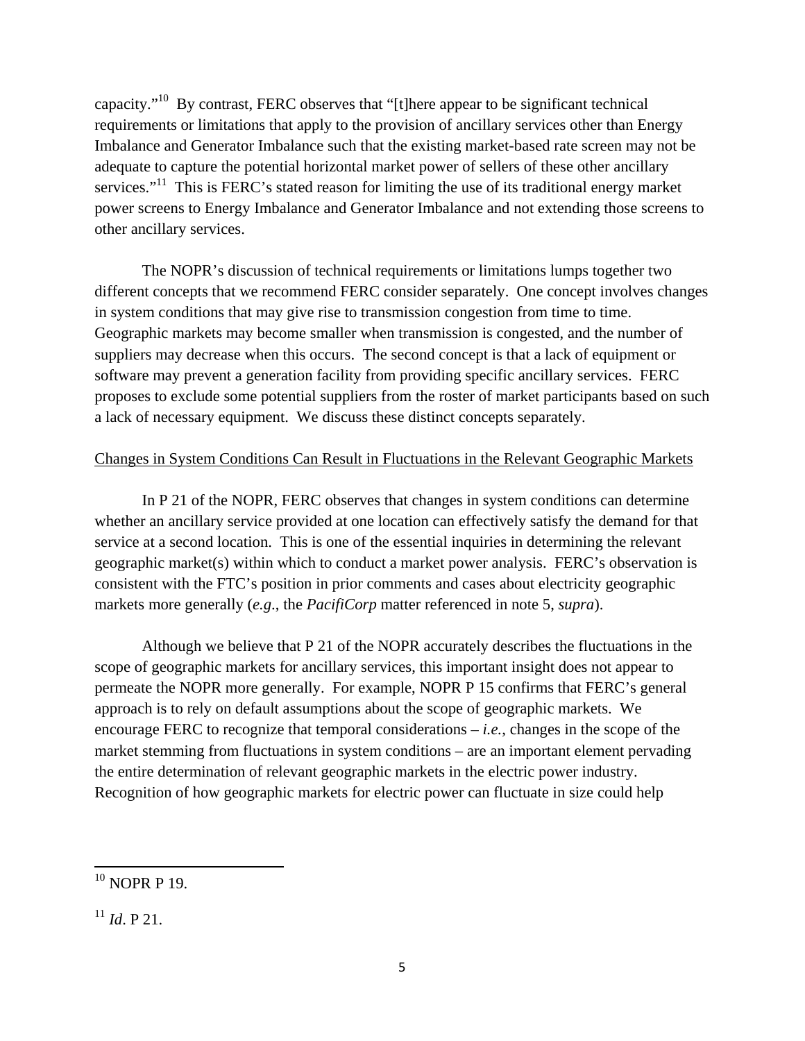capacity."[10] By contrast, FERC observes that "[t]here appear to be significant technical requirements or limitations that apply to the provision of ancillary services other than Energy Imbalance and Generator Imbalance such that the existing market-based rate screen may not be adequate to capture the potential horizontal market power of sellers of these other ancillary services."[11] This is FERC's stated reason for limiting the use of its traditional energy market power screens to Energy Imbalance and Generator Imbalance and not extending those screens to other ancillary services.

The NOPR's discussion of technical requirements or limitations lumps together two different concepts that we recommend FERC consider separately. One concept involves changes in system conditions that may give rise to transmission congestion from time to time. Geographic markets may become smaller when transmission is congested, and the number of suppliers may decrease when this occurs. The second concept is that a lack of equipment or software may prevent a generation facility from providing specific ancillary services. FERC proposes to exclude some potential suppliers from the roster of market participants based on such a lack of necessary equipment. We discuss these distinct concepts separately.

<u>Changes in System Conditions Can Result in Fluctuations in the Relevant Geographic Markets</u>

In P 21 of the NOPR, FERC observes that changes in system conditions can determine whether an ancillary service provided at one location can effectively satisfy the demand for that service at a second location. This is one of the essential inquiries in determining the relevant geographic market(s) within which to conduct a market power analysis. FERC's observation is consistent with the FTC's position in prior comments and cases about electricity geographic markets more generally (*e.g*., the *PacifiCorp* matter referenced in note 5, *supra*).

Although we believe that P 21 of the NOPR accurately describes the fluctuations in the scope of geographic markets for ancillary services, this important insight does not appear to permeate the NOPR more generally. For example, NOPR P 15 confirms that FERC's general approach is to rely on default assumptions about the scope of geographic markets. We encourage FERC to recognize that temporal considerations – *i.e.*, changes in the scope of the market stemming from fluctuations in system conditions – are an important element pervading the entire determination of relevant geographic markets in the electric power industry. Recognition of how geographic markets for electric power can fluctuate in size could help

[10] NOPR P 19.

[11] *Id*. P 21.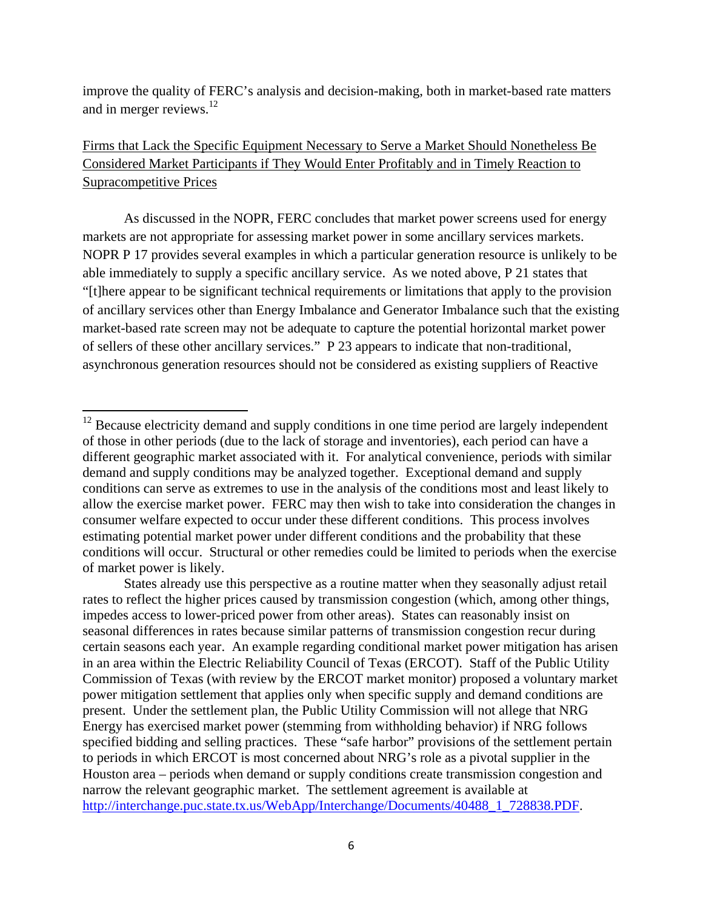improve the quality of FERC's analysis and decision-making, both in market-based rate matters and in merger reviews.[12]

Firms that Lack the Specific Equipment Necessary to Serve a Market Should Nonetheless Be Considered Market Participants if They Would Enter Profitably and in Timely Reaction to Supracompetitive Prices

As discussed in the NOPR, FERC concludes that market power screens used for energy markets are not appropriate for assessing market power in some ancillary services markets. NOPR P 17 provides several examples in which a particular generation resource is unlikely to be able immediately to supply a specific ancillary service. As we noted above, P 21 states that "[t]here appear to be significant technical requirements or limitations that apply to the provision of ancillary services other than Energy Imbalance and Generator Imbalance such that the existing market-based rate screen may not be adequate to capture the potential horizontal market power of sellers of these other ancillary services." P 23 appears to indicate that non-traditional, asynchronous generation resources should not be considered as existing suppliers of Reactive

---

[12] Because electricity demand and supply conditions in one time period are largely independent of those in other periods (due to the lack of storage and inventories), each period can have a different geographic market associated with it. For analytical convenience, periods with similar demand and supply conditions may be analyzed together. Exceptional demand and supply conditions can serve as extremes to use in the analysis of the conditions most and least likely to allow the exercise market power. FERC may then wish to take into consideration the changes in consumer welfare expected to occur under these different conditions. This process involves estimating potential market power under different conditions and the probability that these conditions will occur. Structural or other remedies could be limited to periods when the exercise of market power is likely.

States already use this perspective as a routine matter when they seasonally adjust retail rates to reflect the higher prices caused by transmission congestion (which, among other things, impedes access to lower-priced power from other areas). States can reasonably insist on seasonal differences in rates because similar patterns of transmission congestion recur during certain seasons each year. An example regarding conditional market power mitigation has arisen in an area within the Electric Reliability Council of Texas (ERCOT). Staff of the Public Utility Commission of Texas (with review by the ERCOT market monitor) proposed a voluntary market power mitigation settlement that applies only when specific supply and demand conditions are present. Under the settlement plan, the Public Utility Commission will not allege that NRG Energy has exercised market power (stemming from withholding behavior) if NRG follows specified bidding and selling practices. These "safe harbor" provisions of the settlement pertain to periods in which ERCOT is most concerned about NRG's role as a pivotal supplier in the Houston area – periods when demand or supply conditions create transmission congestion and narrow the relevant geographic market. The settlement agreement is available at http://interchange.puc.state.tx.us/WebApp/Interchange/Documents/40488_1_728838.PDF.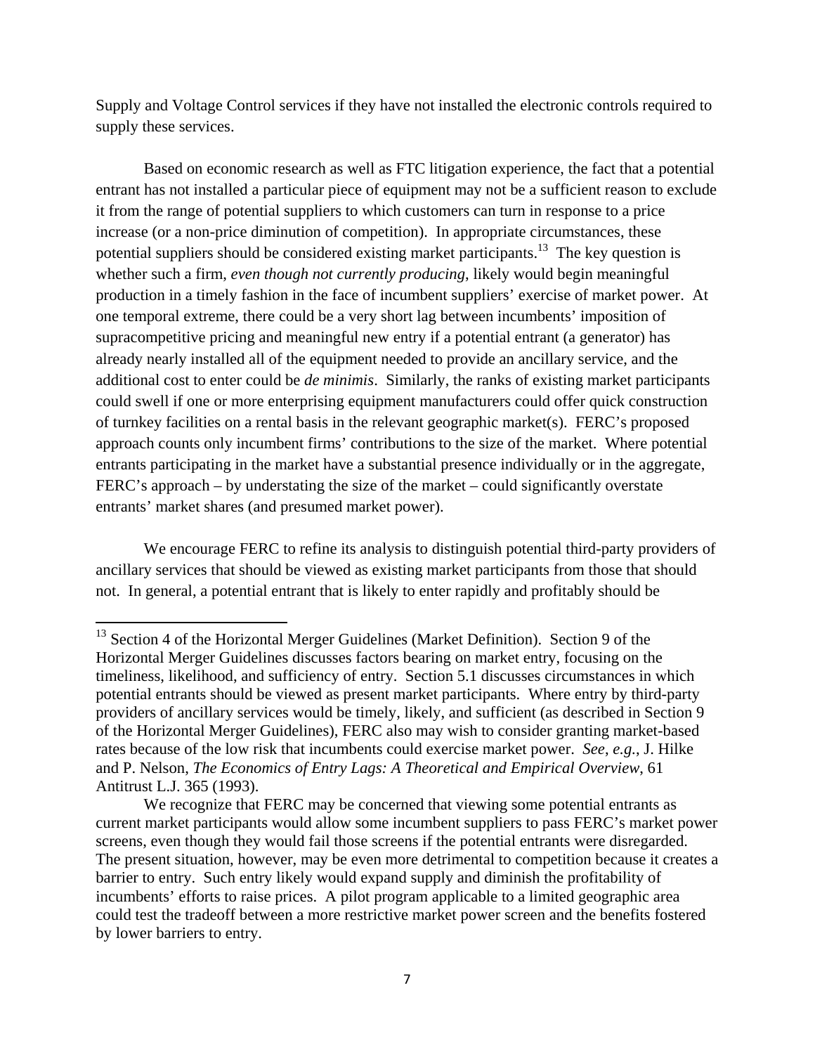Supply and Voltage Control services if they have not installed the electronic controls required to supply these services.

Based on economic research as well as FTC litigation experience, the fact that a potential entrant has not installed a particular piece of equipment may not be a sufficient reason to exclude it from the range of potential suppliers to which customers can turn in response to a price increase (or a non-price diminution of competition). In appropriate circumstances, these potential suppliers should be considered existing market participants.[13] The key question is whether such a firm, *even though not currently producing*, likely would begin meaningful production in a timely fashion in the face of incumbent suppliers' exercise of market power. At one temporal extreme, there could be a very short lag between incumbents' imposition of supracompetitive pricing and meaningful new entry if a potential entrant (a generator) has already nearly installed all of the equipment needed to provide an ancillary service, and the additional cost to enter could be *de minimis*. Similarly, the ranks of existing market participants could swell if one or more enterprising equipment manufacturers could offer quick construction of turnkey facilities on a rental basis in the relevant geographic market(s). FERC's proposed approach counts only incumbent firms' contributions to the size of the market. Where potential entrants participating in the market have a substantial presence individually or in the aggregate, FERC's approach – by understating the size of the market – could significantly overstate entrants' market shares (and presumed market power).

We encourage FERC to refine its analysis to distinguish potential third-party providers of ancillary services that should be viewed as existing market participants from those that should not. In general, a potential entrant that is likely to enter rapidly and profitably should be

---

[13] Section 4 of the Horizontal Merger Guidelines (Market Definition). Section 9 of the Horizontal Merger Guidelines discusses factors bearing on market entry, focusing on the timeliness, likelihood, and sufficiency of entry. Section 5.1 discusses circumstances in which potential entrants should be viewed as present market participants. Where entry by third-party providers of ancillary services would be timely, likely, and sufficient (as described in Section 9 of the Horizontal Merger Guidelines), FERC also may wish to consider granting market-based rates because of the low risk that incumbents could exercise market power. *See, e.g.*, J. Hilke and P. Nelson, *The Economics of Entry Lags: A Theoretical and Empirical Overview*, 61 Antitrust L.J. 365 (1993).

We recognize that FERC may be concerned that viewing some potential entrants as current market participants would allow some incumbent suppliers to pass FERC's market power screens, even though they would fail those screens if the potential entrants were disregarded. The present situation, however, may be even more detrimental to competition because it creates a barrier to entry. Such entry likely would expand supply and diminish the profitability of incumbents' efforts to raise prices. A pilot program applicable to a limited geographic area could test the tradeoff between a more restrictive market power screen and the benefits fostered by lower barriers to entry.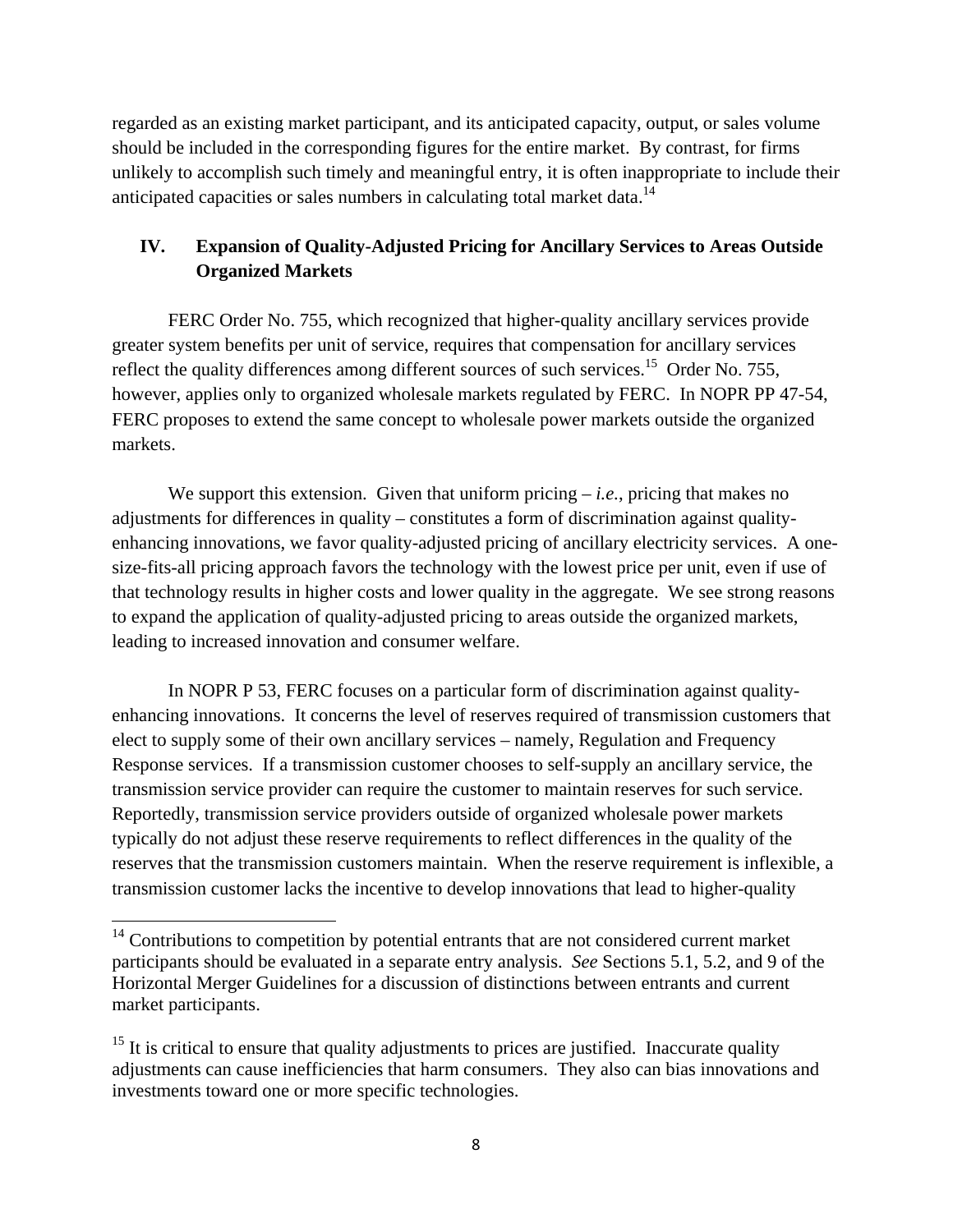regarded as an existing market participant, and its anticipated capacity, output, or sales volume should be included in the corresponding figures for the entire market. By contrast, for firms unlikely to accomplish such timely and meaningful entry, it is often inappropriate to include their anticipated capacities or sales numbers in calculating total market data.[14]

## IV. Expansion of Quality-Adjusted Pricing for Ancillary Services to Areas Outside Organized Markets

FERC Order No. 755, which recognized that higher-quality ancillary services provide greater system benefits per unit of service, requires that compensation for ancillary services reflect the quality differences among different sources of such services.[15] Order No. 755, however, applies only to organized wholesale markets regulated by FERC. In NOPR PP 47-54, FERC proposes to extend the same concept to wholesale power markets outside the organized markets.

We support this extension. Given that uniform pricing – *i.e.*, pricing that makes no adjustments for differences in quality – constitutes a form of discrimination against quality-enhancing innovations, we favor quality-adjusted pricing of ancillary electricity services. A one-size-fits-all pricing approach favors the technology with the lowest price per unit, even if use of that technology results in higher costs and lower quality in the aggregate. We see strong reasons to expand the application of quality-adjusted pricing to areas outside the organized markets, leading to increased innovation and consumer welfare.

In NOPR P 53, FERC focuses on a particular form of discrimination against quality-enhancing innovations. It concerns the level of reserves required of transmission customers that elect to supply some of their own ancillary services – namely, Regulation and Frequency Response services. If a transmission customer chooses to self-supply an ancillary service, the transmission service provider can require the customer to maintain reserves for such service. Reportedly, transmission service providers outside of organized wholesale power markets typically do not adjust these reserve requirements to reflect differences in the quality of the reserves that the transmission customers maintain. When the reserve requirement is inflexible, a transmission customer lacks the incentive to develop innovations that lead to higher-quality

[14] Contributions to competition by potential entrants that are not considered current market participants should be evaluated in a separate entry analysis. *See* Sections 5.1, 5.2, and 9 of the Horizontal Merger Guidelines for a discussion of distinctions between entrants and current market participants.

[15] It is critical to ensure that quality adjustments to prices are justified. Inaccurate quality adjustments can cause inefficiencies that harm consumers. They also can bias innovations and investments toward one or more specific technologies.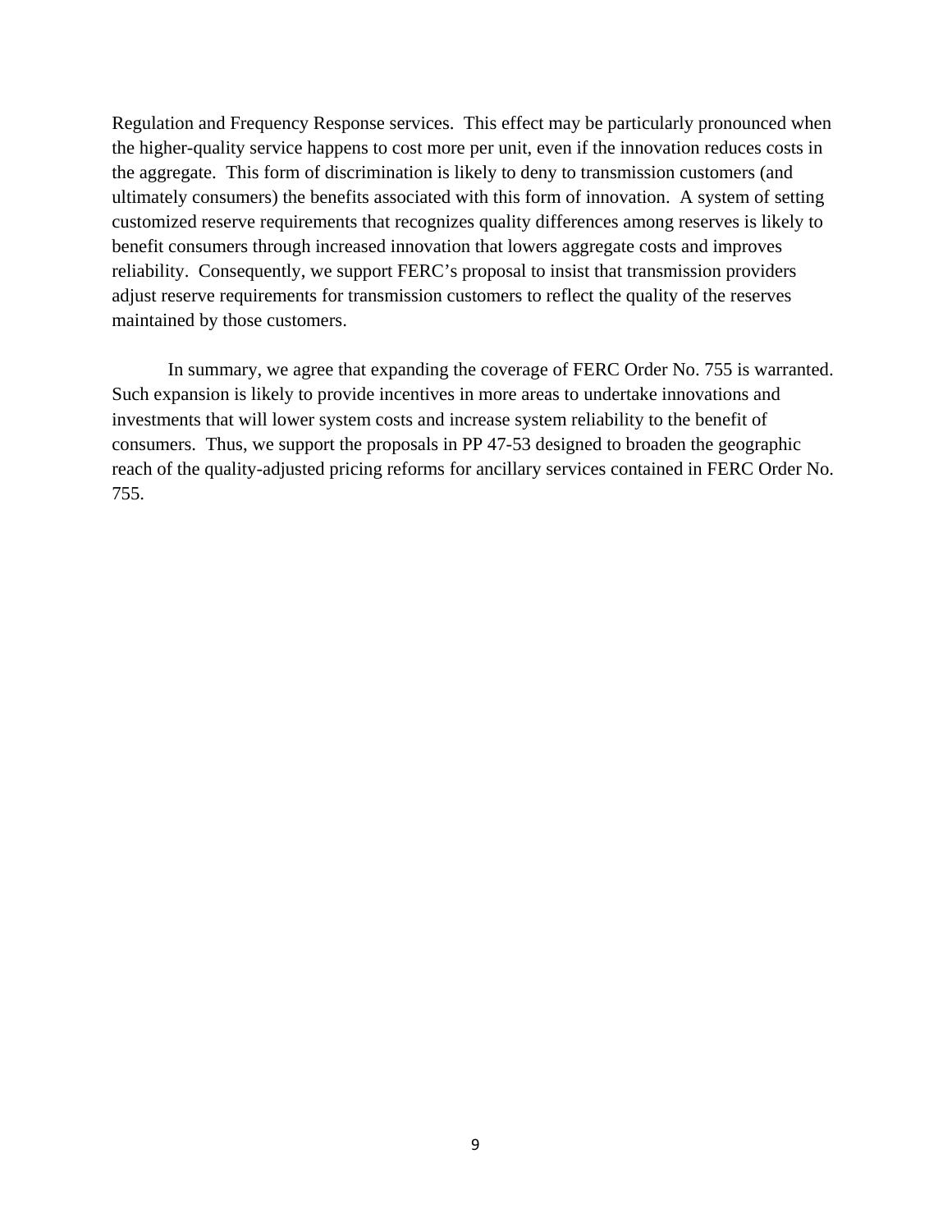Regulation and Frequency Response services. This effect may be particularly pronounced when the higher-quality service happens to cost more per unit, even if the innovation reduces costs in the aggregate. This form of discrimination is likely to deny to transmission customers (and ultimately consumers) the benefits associated with this form of innovation. A system of setting customized reserve requirements that recognizes quality differences among reserves is likely to benefit consumers through increased innovation that lowers aggregate costs and improves reliability. Consequently, we support FERC's proposal to insist that transmission providers adjust reserve requirements for transmission customers to reflect the quality of the reserves maintained by those customers.

In summary, we agree that expanding the coverage of FERC Order No. 755 is warranted. Such expansion is likely to provide incentives in more areas to undertake innovations and investments that will lower system costs and increase system reliability to the benefit of consumers. Thus, we support the proposals in PP 47-53 designed to broaden the geographic reach of the quality-adjusted pricing reforms for ancillary services contained in FERC Order No. 755.